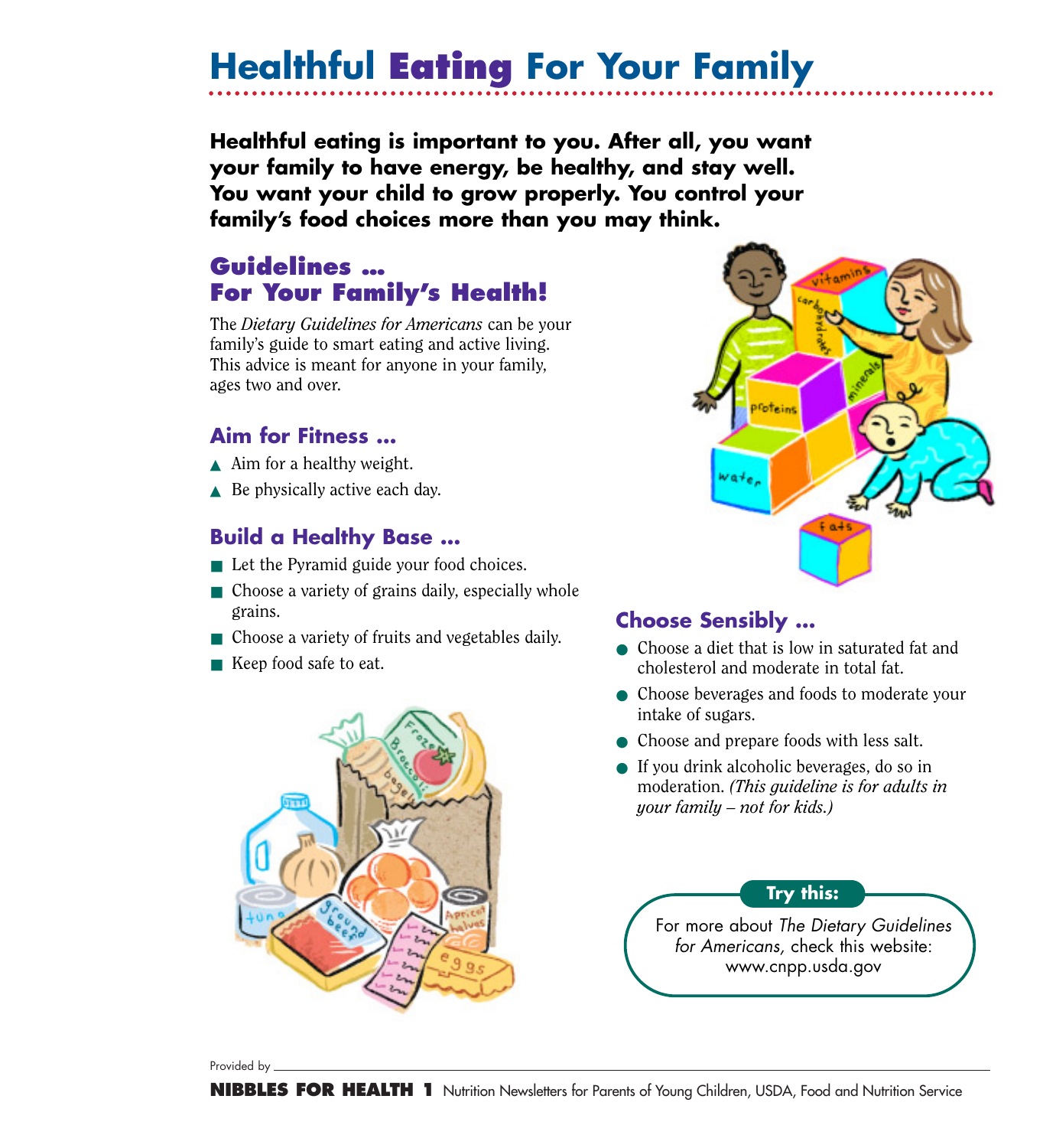# Healthful Eating For Your Family

**Healthful eating is important to you. After all, you want your family to have energy, be healthy, and stay well. You want your child to grow properly. You control your family's food choices more than you may think.**

## Guidelines ... For Your Family's Health!

The *Dietary Guidelines for Americans* can be your family's guide to smart eating and active living. This advice is meant for anyone in your family, ages two and over.

### Aim for Fitness ...

- Aim for a healthy weight.
- Be physically active each day.

### Build a Healthy Base ...

- Let the Pyramid guide your food choices.
- Choose a variety of grains daily, especially whole grains.
- Choose a variety of fruits and vegetables daily.
- Keep food safe to eat.

### Choose Sensibly ...

- Choose a diet that is low in saturated fat and cholesterol and moderate in total fat.
- Choose beverages and foods to moderate your intake of sugars.
- Choose and prepare foods with less salt.
- If you drink alcoholic beverages, do so in moderation. *(This guideline is for adults in your family – not for kids.)*

**Try this:**

For more about *The Dietary Guidelines for Americans,* check this website: www.cnpp.usda.gov

Provided by

**NIBBLES FOR HEALTH 1** Nutrition Newsletters for Parents of Young Children, USDA, Food and Nutrition Service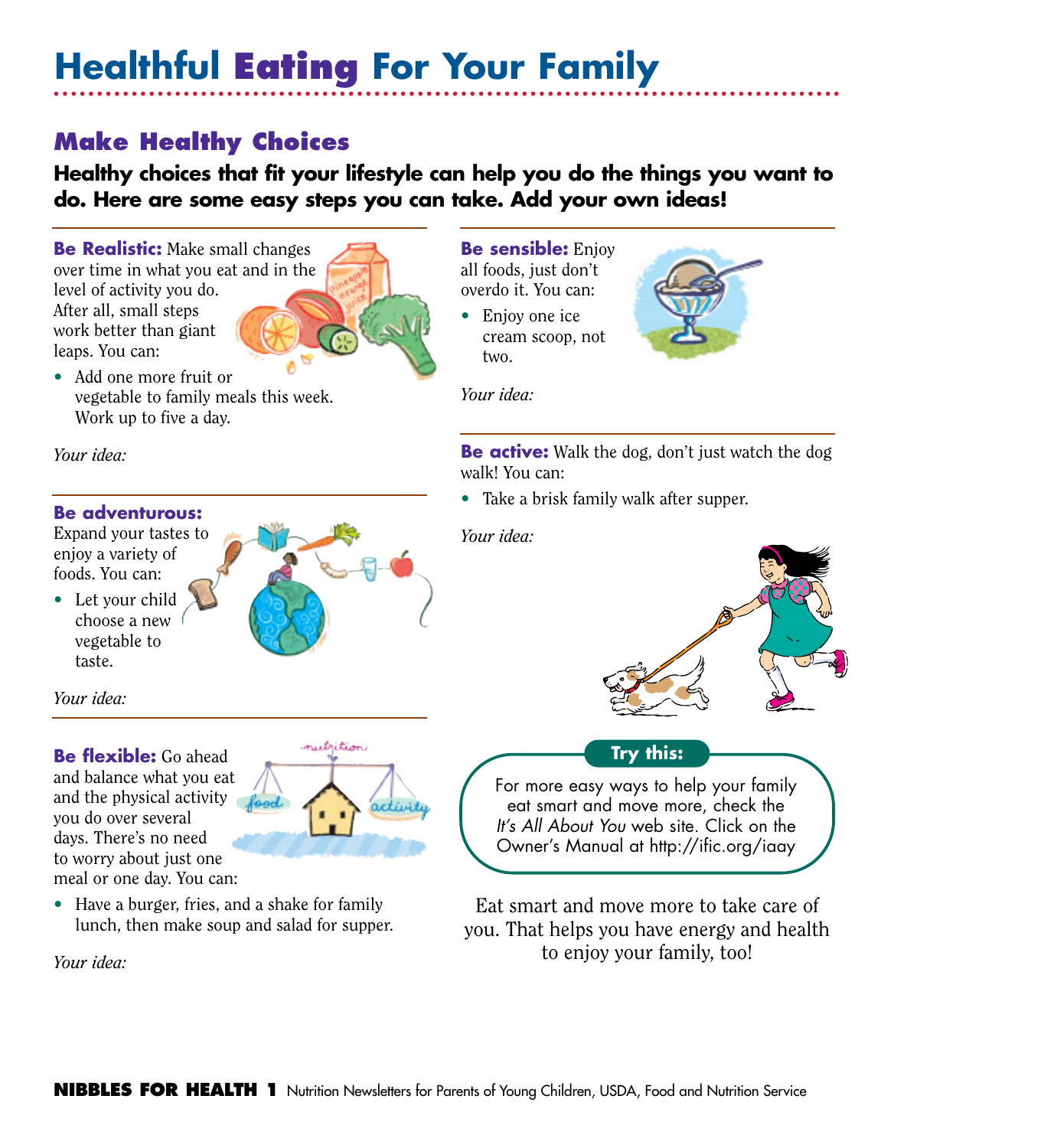# Healthful Eating For Your Family

## Make Healthy Choices

**Healthy choices that fit your lifestyle can help you do the things you want to do. Here are some easy steps you can take. Add your own ideas!**

**Be Realistic:** Make small changes over time in what you eat and in the level of activity you do. After all, small steps work better than giant leaps. You can:

- Add one more fruit or vegetable to family meals this week. Work up to five a day.

*Your idea:*

**Be adventurous:** Expand your tastes to enjoy a variety of foods. You can:

- Let your child choose a new vegetable to taste.

*Your idea:*

**Be flexible:** Go ahead and balance what you eat and the physical activity you do over several days. There's no need to worry about just one meal or one day. You can:

- Have a burger, fries, and a shake for family lunch, then make soup and salad for supper.

*Your idea:*

**Be sensible:** Enjoy all foods, just don't overdo it. You can:

- Enjoy one ice cream scoop, not two.

*Your idea:*

**Be active:** Walk the dog, don't just watch the dog walk! You can:

- Take a brisk family walk after supper.

*Your idea:*

**Try this:**

For more easy ways to help your family eat smart and move more, check the *It's All About You* web site. Click on the Owner's Manual at http://ific.org/iaay

Eat smart and move more to take care of you. That helps you have energy and health to enjoy your family, too!